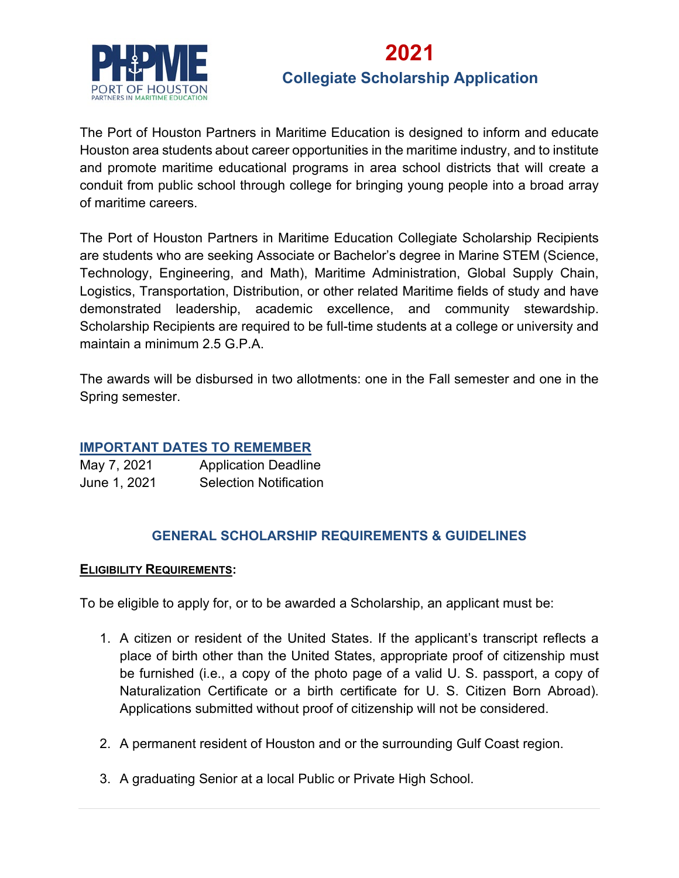PHPME
PORT OF HOUSTON
PARTNERS IN MARITIME EDUCATION

# 2021
## Collegiate Scholarship Application

The Port of Houston Partners in Maritime Education is designed to inform and educate Houston area students about career opportunities in the maritime industry, and to institute and promote maritime educational programs in area school districts that will create a conduit from public school through college for bringing young people into a broad array of maritime careers.

The Port of Houston Partners in Maritime Education Collegiate Scholarship Recipients are students who are seeking Associate or Bachelor's degree in Marine STEM (Science, Technology, Engineering, and Math), Maritime Administration, Global Supply Chain, Logistics, Transportation, Distribution, or other related Maritime fields of study and have demonstrated leadership, academic excellence, and community stewardship. Scholarship Recipients are required to be full-time students at a college or university and maintain a minimum 2.5 G.P.A.

The awards will be disbursed in two allotments: one in the Fall semester and one in the Spring semester.

### IMPORTANT DATES TO REMEMBER

| | |
|---|---|
| May 7, 2021 | Application Deadline |
| June 1, 2021 | Selection Notification |

## GENERAL SCHOLARSHIP REQUIREMENTS & GUIDELINES

### ELIGIBILITY REQUIREMENTS:

To be eligible to apply for, or to be awarded a Scholarship, an applicant must be:

1. A citizen or resident of the United States. If the applicant's transcript reflects a place of birth other than the United States, appropriate proof of citizenship must be furnished (i.e., a copy of the photo page of a valid U. S. passport, a copy of Naturalization Certificate or a birth certificate for U. S. Citizen Born Abroad). Applications submitted without proof of citizenship will not be considered.

2. A permanent resident of Houston and or the surrounding Gulf Coast region.

3. A graduating Senior at a local Public or Private High School.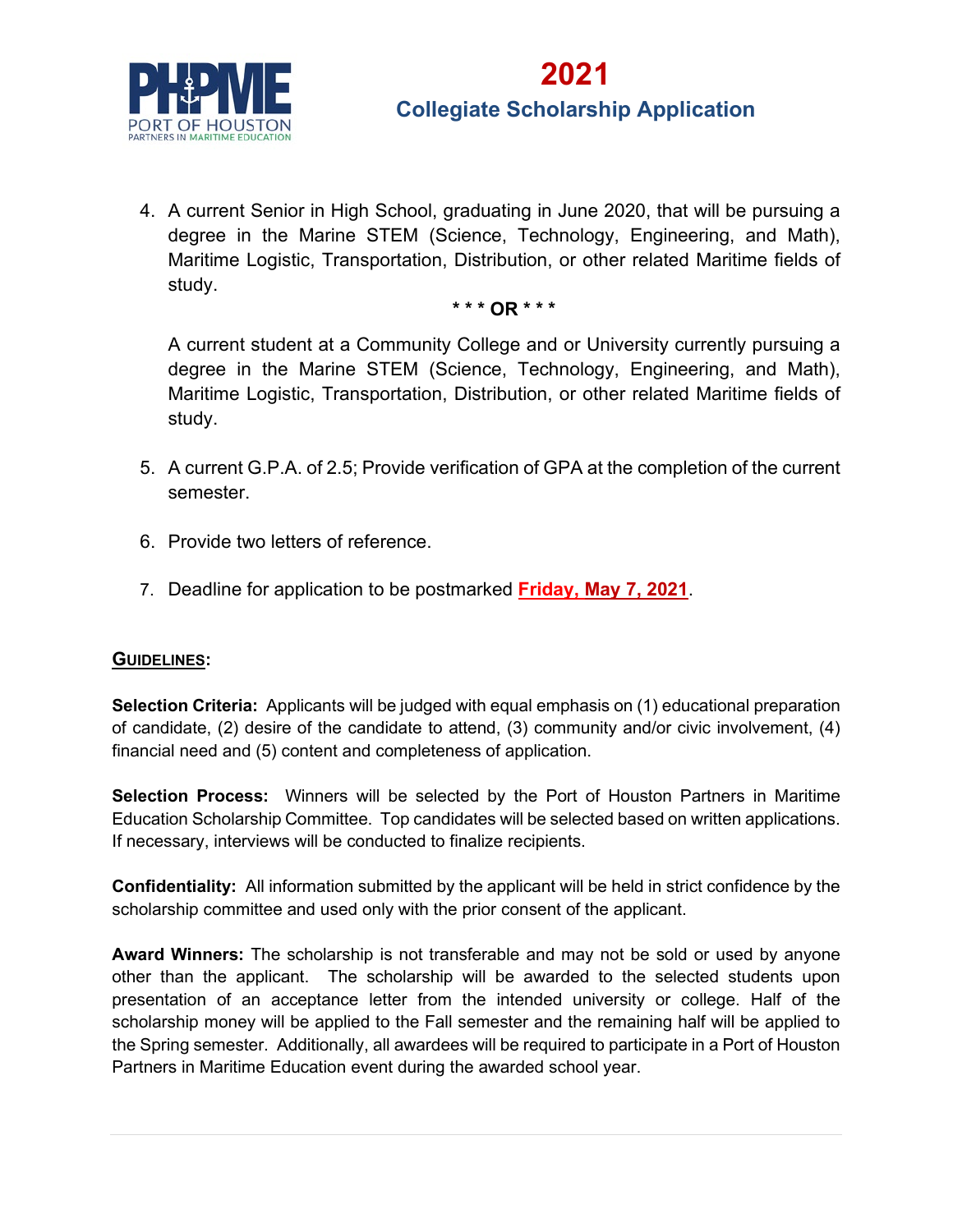4. A current Senior in High School, graduating in June 2020, that will be pursuing a degree in the Marine STEM (Science, Technology, Engineering, and Math), Maritime Logistic, Transportation, Distribution, or other related Maritime fields of study.

   **\* \* \* OR \* \* \***

   A current student at a Community College and or University currently pursuing a degree in the Marine STEM (Science, Technology, Engineering, and Math), Maritime Logistic, Transportation, Distribution, or other related Maritime fields of study.

5. A current G.P.A. of 2.5; Provide verification of GPA at the completion of the current semester.

6. Provide two letters of reference.

7. Deadline for application to be postmarked **Friday, May 7, 2021**.

**GUIDELINES:**

**Selection Criteria:** Applicants will be judged with equal emphasis on (1) educational preparation of candidate, (2) desire of the candidate to attend, (3) community and/or civic involvement, (4) financial need and (5) content and completeness of application.

**Selection Process:** Winners will be selected by the Port of Houston Partners in Maritime Education Scholarship Committee. Top candidates will be selected based on written applications. If necessary, interviews will be conducted to finalize recipients.

**Confidentiality:** All information submitted by the applicant will be held in strict confidence by the scholarship committee and used only with the prior consent of the applicant.

**Award Winners:** The scholarship is not transferable and may not be sold or used by anyone other than the applicant. The scholarship will be awarded to the selected students upon presentation of an acceptance letter from the intended university or college. Half of the scholarship money will be applied to the Fall semester and the remaining half will be applied to the Spring semester. Additionally, all awardees will be required to participate in a Port of Houston Partners in Maritime Education event during the awarded school year.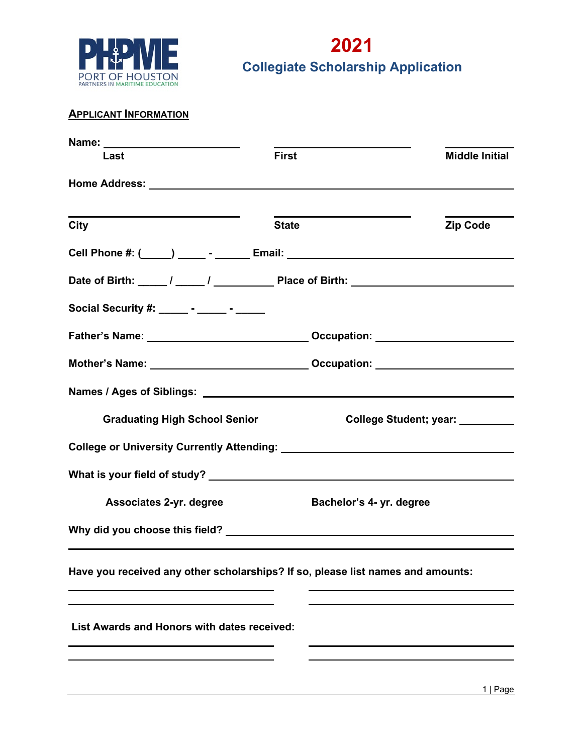PHPME PORT OF HOUSTON PARTNERS IN MARITIME EDUCATION

# 2021

## Collegiate Scholarship Application

**APPLICANT INFORMATION**

**Name:** ______________________ ______________________ __________

**Last** **First** **Middle Initial**

**Home Address:** ____________________________________________________________

______________________ ______________________ __________

**City** **State** **Zip Code**

**Cell Phone #:** (_____) _____ - ______ **Email:** ________________________________

**Date of Birth:** _____ / _____ / __________ **Place of Birth:** __________________________

**Social Security #:** _____ - _____ - _____

**Father's Name:** ____________________________ **Occupation:** ______________________

**Mother's Name:** ____________________________ **Occupation:** ______________________

**Names / Ages of Siblings:** ______________________________________________________

**Graduating High School Senior** **College Student; year:** _________

**College or University Currently Attending:** ______________________________________

**What is your field of study?** ____________________________________________________

**Associates 2-yr. degree** **Bachelor's 4- yr. degree**

**Why did you choose this field?** _________________________________________________

____________________________________________________________________________

**Have you received any other scholarships? If so, please list names and amounts:**

______________________________ ______________________________

______________________________ ______________________________

**List Awards and Honors with dates received:**

______________________________ ______________________________

______________________________ ______________________________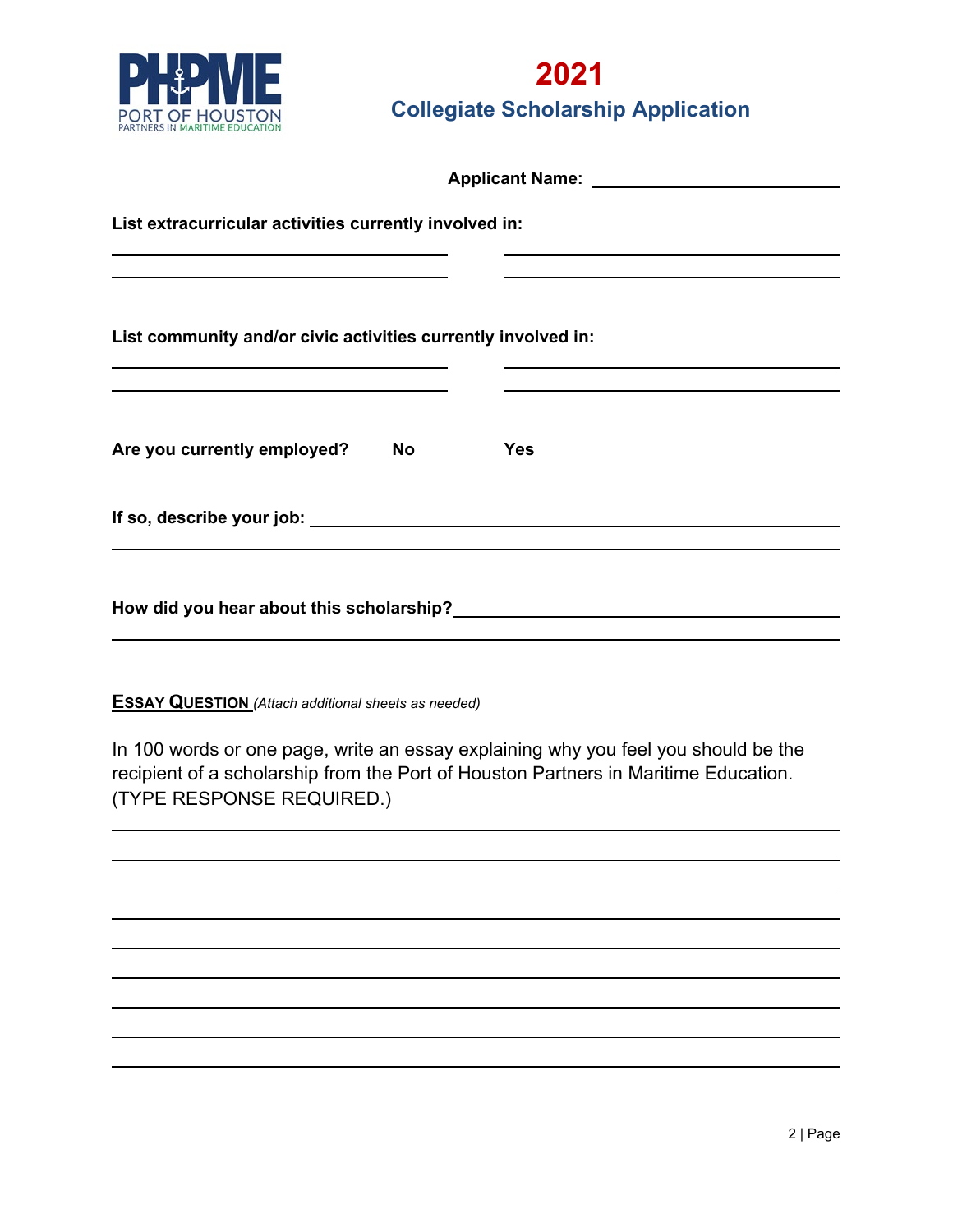PHPME PORT OF HOUSTON PARTNERS IN MARITIME EDUCATION

# 2021

## Collegiate Scholarship Application

**Applicant Name:** ____________________________

**List extracurricular activities currently involved in:**

____________________________ ____________________________

____________________________ ____________________________

**List community and/or civic activities currently involved in:**

____________________________ ____________________________

____________________________ ____________________________

**Are you currently employed?** **No** **Yes**

**If so, describe your job:** ____________________________________________

________________________________________________________________

**How did you hear about this scholarship?** ________________________________

________________________________________________________________

**ESSAY QUESTION** *(Attach additional sheets as needed)*

In 100 words or one page, write an essay explaining why you feel you should be the recipient of a scholarship from the Port of Houston Partners in Maritime Education. (TYPE RESPONSE REQUIRED.)

________________________________________________________________

________________________________________________________________

________________________________________________________________

________________________________________________________________

________________________________________________________________

________________________________________________________________

________________________________________________________________

________________________________________________________________

________________________________________________________________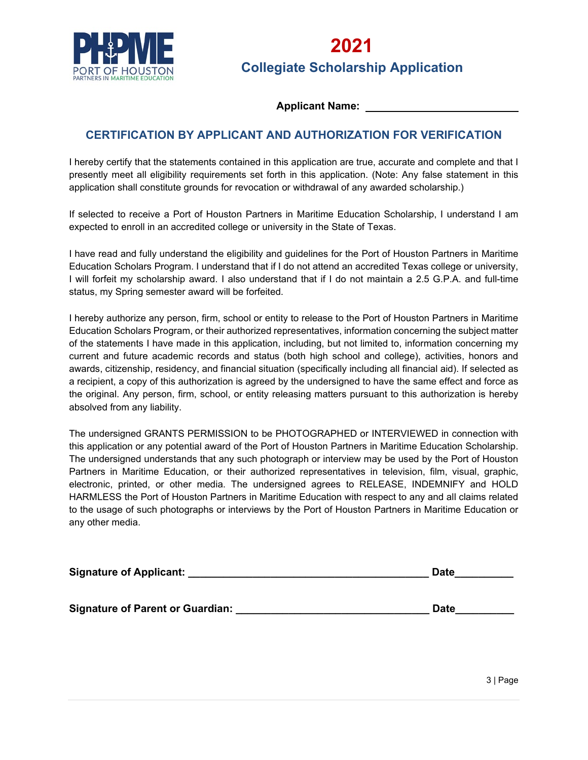PHPME PORT OF HOUSTON PARTNERS IN MARITIME EDUCATION

# 2021
## Collegiate Scholarship Application

**Applicant Name:** ___________________________

## CERTIFICATION BY APPLICANT AND AUTHORIZATION FOR VERIFICATION

I hereby certify that the statements contained in this application are true, accurate and complete and that I presently meet all eligibility requirements set forth in this application. (Note: Any false statement in this application shall constitute grounds for revocation or withdrawal of any awarded scholarship.)

If selected to receive a Port of Houston Partners in Maritime Education Scholarship, I understand I am expected to enroll in an accredited college or university in the State of Texas.

I have read and fully understand the eligibility and guidelines for the Port of Houston Partners in Maritime Education Scholars Program. I understand that if I do not attend an accredited Texas college or university, I will forfeit my scholarship award. I also understand that if I do not maintain a 2.5 G.P.A. and full-time status, my Spring semester award will be forfeited.

I hereby authorize any person, firm, school or entity to release to the Port of Houston Partners in Maritime Education Scholars Program, or their authorized representatives, information concerning the subject matter of the statements I have made in this application, including, but not limited to, information concerning my current and future academic records and status (both high school and college), activities, honors and awards, citizenship, residency, and financial situation (specifically including all financial aid). If selected as a recipient, a copy of this authorization is agreed by the undersigned to have the same effect and force as the original. Any person, firm, school, or entity releasing matters pursuant to this authorization is hereby absolved from any liability.

The undersigned GRANTS PERMISSION to be PHOTOGRAPHED or INTERVIEWED in connection with this application or any potential award of the Port of Houston Partners in Maritime Education Scholarship. The undersigned understands that any such photograph or interview may be used by the Port of Houston Partners in Maritime Education, or their authorized representatives in television, film, visual, graphic, electronic, printed, or other media. The undersigned agrees to RELEASE, INDEMNIFY and HOLD HARMLESS the Port of Houston Partners in Maritime Education with respect to any and all claims related to the usage of such photographs or interviews by the Port of Houston Partners in Maritime Education or any other media.

**Signature of Applicant:** __________________________________________ **Date**__________

**Signature of Parent or Guardian:** _________________________________ **Date**__________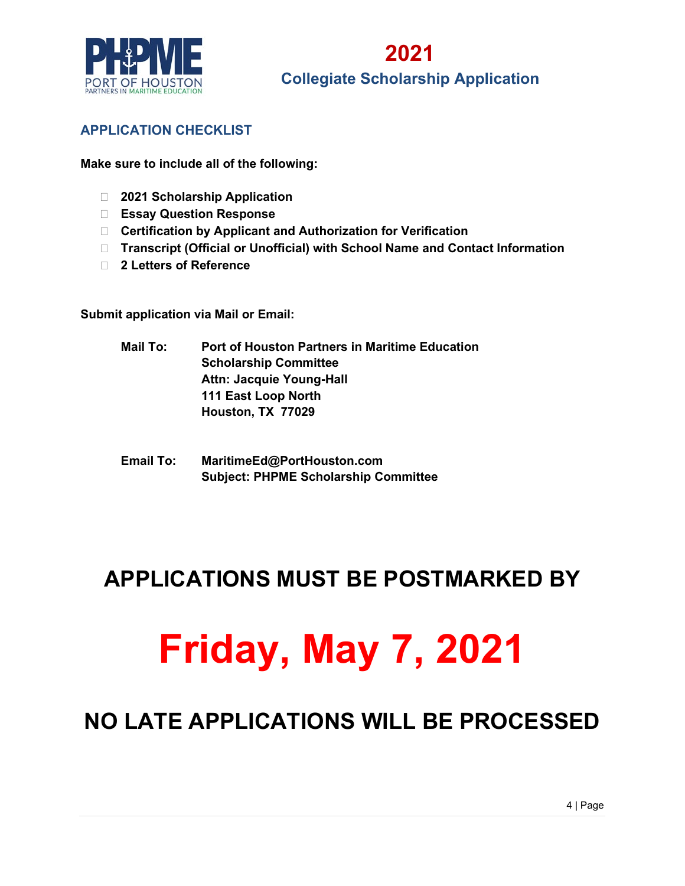# 2021

## Collegiate Scholarship Application

### APPLICATION CHECKLIST

**Make sure to include all of the following:**

- **2021 Scholarship Application**
- **Essay Question Response**
- **Certification by Applicant and Authorization for Verification**
- **Transcript (Official or Unofficial) with School Name and Contact Information**
- **2 Letters of Reference**

**Submit application via Mail or Email:**

**Mail To:** **Port of Houston Partners in Maritime Education**
**Scholarship Committee**
**Attn: Jacquie Young-Hall**
**111 East Loop North**
**Houston, TX 77029**

**Email To:** **MaritimeEd@PortHouston.com**
**Subject: PHPME Scholarship Committee**

## APPLICATIONS MUST BE POSTMARKED BY

# Friday, May 7, 2021

## NO LATE APPLICATIONS WILL BE PROCESSED